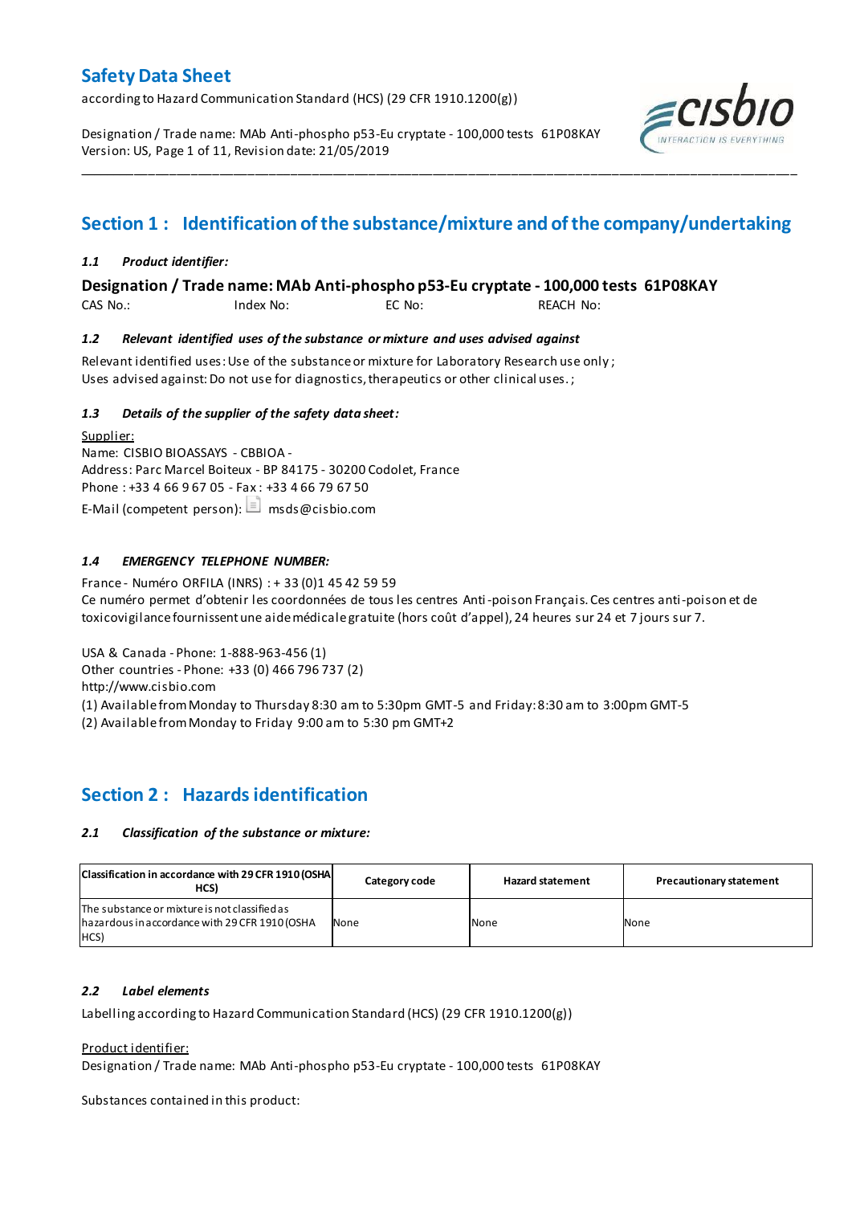# Safety Data Sheet

according to Hazard Communication Standard (HCS) (29 CFR 1910.1200(g))

Designation / Trade name: MAb Anti-phospho p53-Eu cryptate - 100,000 tests 61P08KAY
Version: US, Page 1 of 11, Revision date: 21/05/2019

## Section 1 : Identification of the substance/mixture and of the company/undertaking

### *1.1 Product identifier:*

**Designation / Trade name: MAb Anti-phospho p53-Eu cryptate - 100,000 tests 61P08KAY**

CAS No.: Index No: EC No: REACH No:

### *1.2 Relevant identified uses of the substance or mixture and uses advised against*

Relevant identified uses: Use of the substance or mixture for Laboratory Research use only ;
Uses advised against: Do not use for diagnostics, therapeutics or other clinical uses. ;

### *1.3 Details of the supplier of the safety data sheet:*

Supplier:
Name: CISBIO BIOASSAYS - CBBIOA -
Address: Parc Marcel Boiteux - BP 84175 - 30200 Codolet, France
Phone : +33 4 66 9 67 05 - Fax : +33 4 66 79 67 50
E-Mail (competent person): msds@cisbio.com

### *1.4 EMERGENCY TELEPHONE NUMBER:*

France - Numéro ORFILA (INRS) : + 33 (0)1 45 42 59 59
Ce numéro permet d'obtenir les coordonnées de tous les centres Anti-poison Français. Ces centres anti-poison et de toxicovigilance fournissent une aide médicale gratuite (hors coût d'appel), 24 heures sur 24 et 7 jours sur 7.

USA & Canada - Phone: 1-888-963-456 (1)
Other countries - Phone: +33 (0) 466 796 737 (2)
http://www.cisbio.com
(1) Available from Monday to Thursday 8:30 am to 5:30pm GMT-5 and Friday: 8:30 am to 3:00pm GMT-5
(2) Available from Monday to Friday 9:00 am to 5:30 pm GMT+2

## Section 2 : Hazards identification

### *2.1 Classification of the substance or mixture:*

| Classification in accordance with 29 CFR 1910 (OSHA HCS) | Category code | Hazard statement | Precautionary statement |
|---|---|---|---|
| The substance or mixture is not classified as hazardous in accordance with 29 CFR 1910 (OSHA HCS) | None | None | None |

### *2.2 Label elements*

Labelling according to Hazard Communication Standard (HCS) (29 CFR 1910.1200(g))

Product identifier:
Designation / Trade name: MAb Anti-phospho p53-Eu cryptate - 100,000 tests 61P08KAY

Substances contained in this product: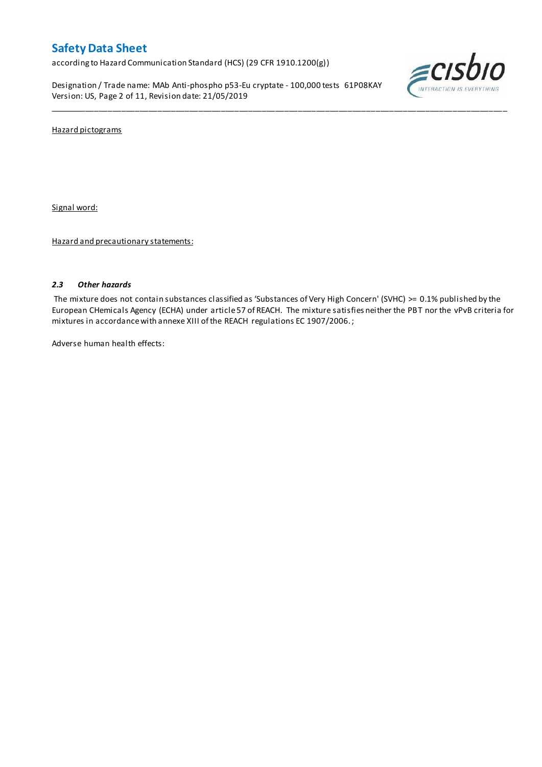Hazard pictograms

Signal word:

Hazard and precautionary statements:

### *2.3 Other hazards*

The mixture does not contain substances classified as 'Substances of Very High Concern' (SVHC) >= 0.1% published by the European CHemicals Agency (ECHA) under article 57 of REACH. The mixture satisfies neither the PBT nor the vPvB criteria for mixtures in accordance with annexe XIII of the REACH regulations EC 1907/2006. ;

Adverse human health effects: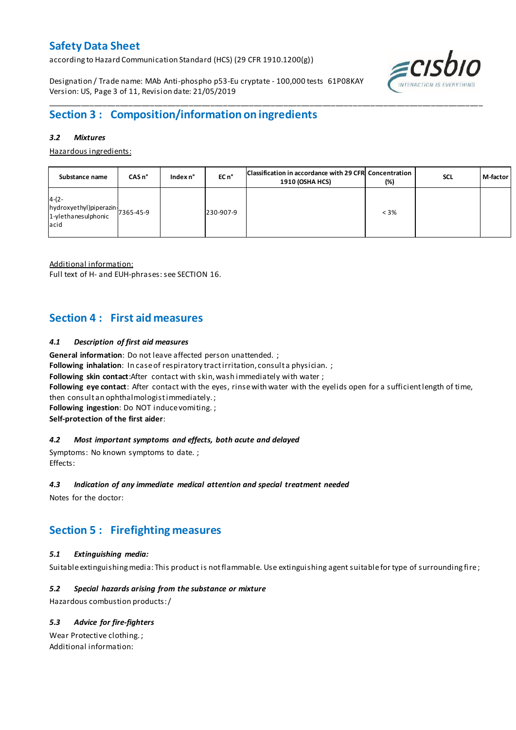## Section 3 : Composition/information on ingredients

### 3.2 Mixtures

Hazardous ingredients:

| Substance name | CAS n° | Index n° | EC n° | Classification in accordance with 29 CFR 1910 (OSHA HCS) | Concentration (%) | SCL | M-factor |
|---|---|---|---|---|---|---|---|
| 4-(2-hydroxyethyl)piperazin-1-ylethanesulphonic acid | 7365-45-9 | | 230-907-9 | | < 3% | | |

Additional information:
Full text of H- and EUH-phrases: see SECTION 16.

## Section 4 : First aid measures

### 4.1 Description of first aid measures

**General information**: Do not leave affected person unattended. ;
**Following inhalation**: In case of respiratory tract irritation, consult a physician. ;
**Following skin contact**:After contact with skin, wash immediately with water ;
**Following eye contact**: After contact with the eyes, rinse with water with the eyelids open for a sufficient length of time, then consult an ophthalmologist immediately. ;
**Following ingestion**: Do NOT induce vomiting. ;
**Self-protection of the first aider**:

### 4.2 Most important symptoms and effects, both acute and delayed

Symptoms: No known symptoms to date. ;
Effects:

### 4.3 Indication of any immediate medical attention and special treatment needed

Notes for the doctor:

## Section 5 : Firefighting measures

### 5.1 Extinguishing media:

Suitable extinguishing media: This product is not flammable. Use extinguishing agent suitable for type of surrounding fire ;

### 5.2 Special hazards arising from the substance or mixture

Hazardous combustion products: /

### 5.3 Advice for fire-fighters

Wear Protective clothing. ;
Additional information: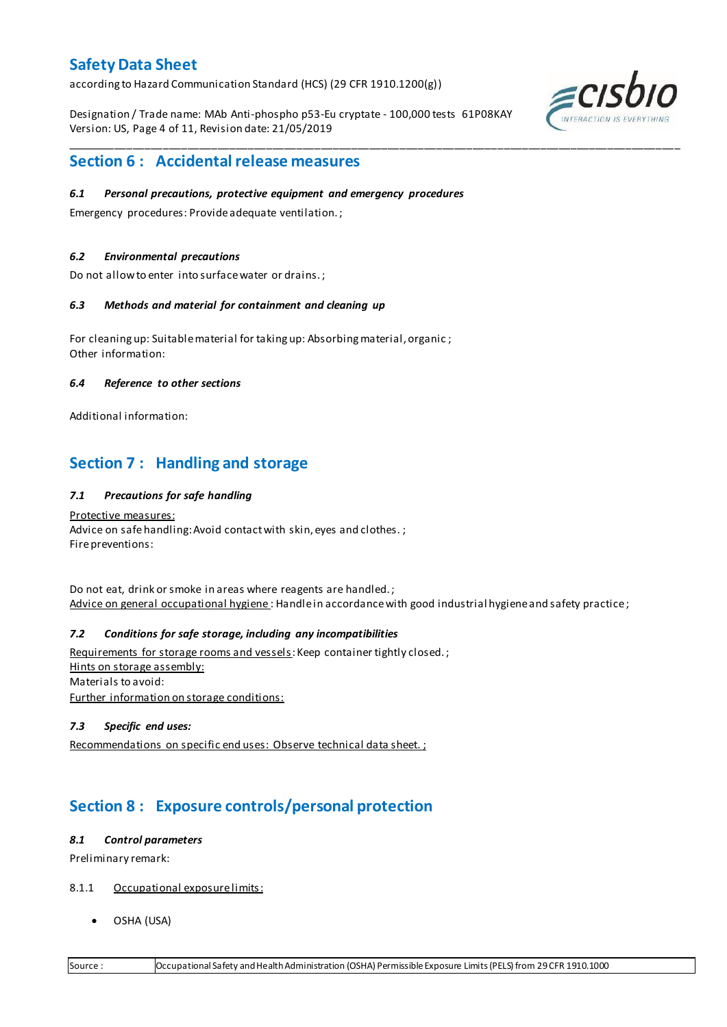## Section 6 : Accidental release measures

### *6.1 Personal precautions, protective equipment and emergency procedures*

Emergency procedures: Provide adequate ventilation. ;

### *6.2 Environmental precautions*

Do not allow to enter into surface water or drains. ;

### *6.3 Methods and material for containment and cleaning up*

For cleaning up: Suitable material for taking up: Absorbing material, organic ;
Other information:

### *6.4 Reference to other sections*

Additional information:

## Section 7 : Handling and storage

### *7.1 Precautions for safe handling*

Protective measures:
Advice on safe handling: Avoid contact with skin, eyes and clothes. ;
Fire preventions:

Do not eat, drink or smoke in areas where reagents are handled. ;
Advice on general occupational hygiene : Handle in accordance with good industrial hygiene and safety practice ;

### *7.2 Conditions for safe storage, including any incompatibilities*

Requirements for storage rooms and vessels: Keep container tightly closed. ;
Hints on storage assembly:
Materials to avoid:
Further information on storage conditions:

### *7.3 Specific end uses:*

Recommendations on specific end uses: Observe technical data sheet. ;

## Section 8 : Exposure controls/personal protection

### *8.1 Control parameters*

Preliminary remark:

8.1.1 Occupational exposure limits:

- OSHA (USA)

| Source : | Occupational Safety and Health Administration (OSHA) Permissible Exposure Limits (PELS) from 29 CFR 1910.1000 |
| --- | --- |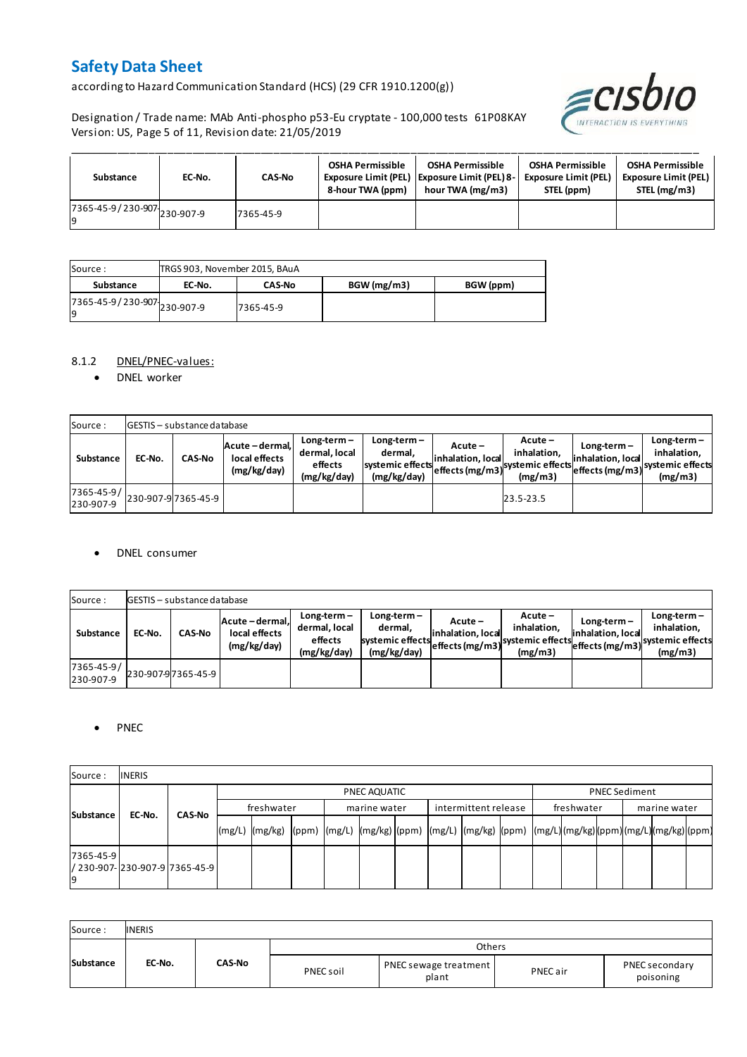| Substance | EC-No. | CAS-No | OSHA Permissible Exposure Limit (PEL) 8-hour TWA (ppm) | OSHA Permissible Exposure Limit (PEL) 8-hour TWA (mg/m3) | OSHA Permissible Exposure Limit (PEL) STEL (ppm) | OSHA Permissible Exposure Limit (PEL) STEL (mg/m3) |
|---|---|---|---|---|---|---|
| 7365-45-9 / 230-907-9 | 230-907-9 | 7365-45-9 | | | | |

| Source : | TRGS 903, November 2015, BAuA | | | |
|---|---|---|---|---|
| **Substance** | **EC-No.** | **CAS-No** | **BGW (mg/m3)** | **BGW (ppm)** |
| 7365-45-9 / 230-907-9 | 230-907-9 | 7365-45-9 | | |

8.1.2 DNEL/PNEC-values:

- DNEL worker

| Source : | GESTIS – substance database | | | | | | | | | |
|---|---|---|---|---|---|---|---|---|---|---|
| **Substance** | **EC-No.** | **CAS-No** | **Acute – dermal, local effects (mg/kg/day)** | **Long-term – dermal, local effects (mg/kg/day)** | **Long-term – dermal, systemic effects (mg/kg/day)** | **Acute – inhalation, local effects (mg/m3)** | **Acute – inhalation, systemic effects (mg/m3)** | **Long-term – inhalation, local effects (mg/m3)** | **Long-term – inhalation, systemic effects (mg/m3)** |
| 7365-45-9 / 230-907-9 | 230-907-9 | 7365-45-9 | | | | | 23.5-23.5 | | |

- DNEL consumer

| Source : | GESTIS – substance database | | | | | | | | | |
|---|---|---|---|---|---|---|---|---|---|---|
| **Substance** | **EC-No.** | **CAS-No** | **Acute – dermal, local effects (mg/kg/day)** | **Long-term – dermal, local effects (mg/kg/day)** | **Long-term – dermal, systemic effects (mg/kg/day)** | **Acute – inhalation, local effects (mg/m3)** | **Acute – inhalation, systemic effects (mg/m3)** | **Long-term – inhalation, local effects (mg/m3)** | **Long-term – inhalation, systemic effects (mg/m3)** |
| 7365-45-9 / 230-907-9 | 230-907-9 | 7365-45-9 | | | | | | | |

- PNEC

| Source : | INERIS | | | | | | | | | | | | | | | | | |
|---|---|---|---|---|---|---|---|---|---|---|---|---|---|---|---|---|---|---|
| **Substance** | **EC-No.** | **CAS-No** | PNEC AQUATIC | | | | | | | | | PNEC Sediment | | | | | |
| | | | freshwater | | | marine water | | | intermittent release | | | freshwater | | | marine water | | |
| | | | (mg/L) | (mg/kg) | (ppm) | (mg/L) | (mg/kg) | (ppm) | (mg/L) | (mg/kg) | (ppm) | (mg/L) | (mg/kg) | (ppm) | (mg/L) | (mg/kg) | (ppm) |
| 7365-45-9 / 230-907-9 | 230-907-9 | 7365-45-9 | | | | | | | | | | | | | | | |

| Source : | INERIS | | | | | |
|---|---|---|---|---|---|---|
| **Substance** | **EC-No.** | **CAS-No** | Others | | | |
| | | | PNEC soil | PNEC sewage treatment plant | PNEC air | PNEC secondary poisoning |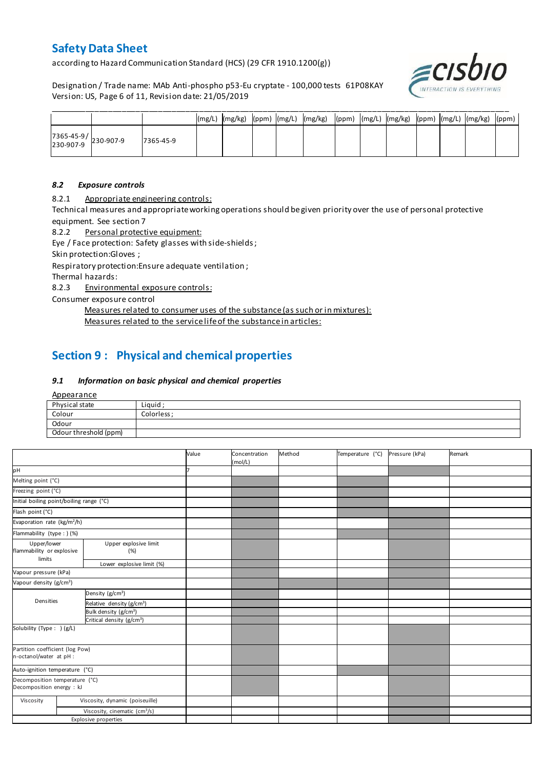| | | | (mg/L) | (mg/kg) | (ppm) | (mg/L) | (mg/kg) | (ppm) | (mg/L) | (mg/kg) | (ppm) | (mg/L) | (mg/kg) | (ppm) |
|---|---|---|---|---|---|---|---|---|---|---|---|---|---|---|
| 7365-45-9/ 230-907-9 | 230-907-9 | 7365-45-9 | | | | | | | | | | | | |

### *8.2 Exposure controls*

8.2.1 Appropriate engineering controls:

Technical measures and appropriate working operations should be given priority over the use of personal protective equipment. See section 7

8.2.2 Personal protective equipment:

Eye / Face protection: Safety glasses with side-shields;

Skin protection:Gloves ;

Respiratory protection:Ensure adequate ventilation;

Thermal hazards:

8.2.3 Environmental exposure controls:

Consumer exposure control

Measures related to consumer uses of the substance (as such or in mixtures):

Measures related to the service life of the substance in articles:

## Section 9 : Physical and chemical properties

### *9.1 Information on basic physical and chemical properties*

Appearance

| Physical state | Liquid ; |
|---|---|
| Colour | Colorless ; |
| Odour | |
| Odour threshold (ppm) | |

| | | Value | Concentration (mol/L) | Method | Temperature (°C) | Pressure (kPa) | Remark |
|---|---|---|---|---|---|---|---|
| pH | | 7 | | | | | |
| Melting point (°C) | | | | | | | |
| Freezing point (°C) | | | | | | | |
| Initial boiling point/boiling range (°C) | | | | | | | |
| Flash point (°C) | | | | | | | |
| Evaporation rate (kg/m²/h) | | | | | | | |
| Flammability (type : ) (%) | | | | | | | |
| Upper/lower flammability or explosive limits | Upper explosive limit (%) | | | | | | |
| | Lower explosive limit (%) | | | | | | |
| Vapour pressure (kPa) | | | | | | | |
| Vapour density (g/cm³) | | | | | | | |
| Densities | Density (g/cm³) | | | | | | |
| | Relative density (g/cm³) | | | | | | |
| | Bulk density (g/cm³) | | | | | | |
| | Critical density (g/cm³) | | | | | | |
| Solubility (Type : ) (g/L) | | | | | | | |
| Partition coefficient (log Pow) n-octanol/water at pH : | | | | | | | |
| Auto-ignition temperature (°C) | | | | | | | |
| Decomposition temperature (°C) Decomposition energy : kJ | | | | | | | |
| Viscosity | Viscosity, dynamic (poiseuille) | | | | | | |
| | Viscosity, cinematic (cm³/s) | | | | | | |
| Explosive properties | | | | | | | |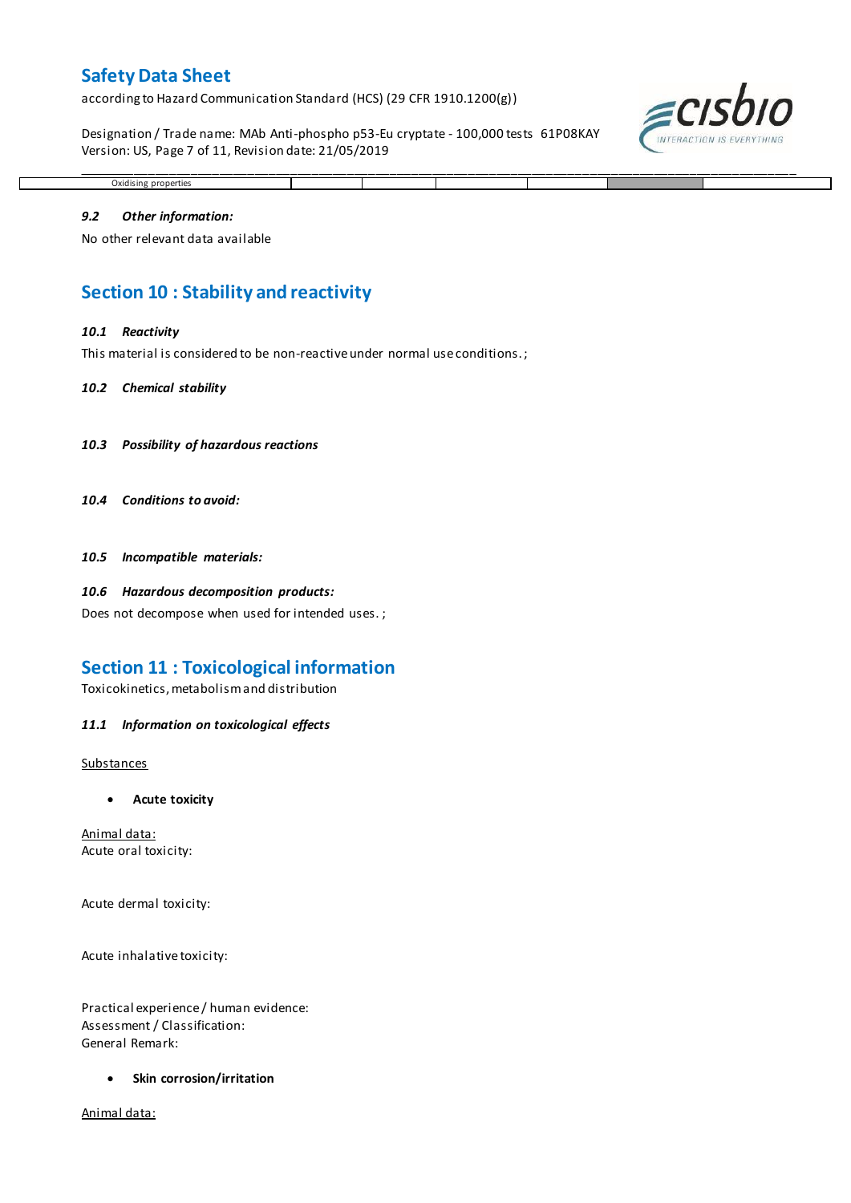| Oxidising properties | | | | | | |
|---|---|---|---|---|---|---|

### *9.2 Other information:*

No other relevant data available

## Section 10 : Stability and reactivity

### *10.1 Reactivity*

This material is considered to be non-reactive under normal use conditions. ;

### *10.2 Chemical stability*

### *10.3 Possibility of hazardous reactions*

### *10.4 Conditions to avoid:*

### *10.5 Incompatible materials:*

### *10.6 Hazardous decomposition products:*

Does not decompose when used for intended uses. ;

## Section 11 : Toxicological information

Toxicokinetics, metabolism and distribution

### *11.1 Information on toxicological effects*

Substances

- **Acute toxicity**

Animal data:
Acute oral toxicity:

Acute dermal toxicity:

Acute inhalative toxicity:

Practical experience / human evidence:
Assessment / Classification:
General Remark:

- **Skin corrosion/irritation**

Animal data: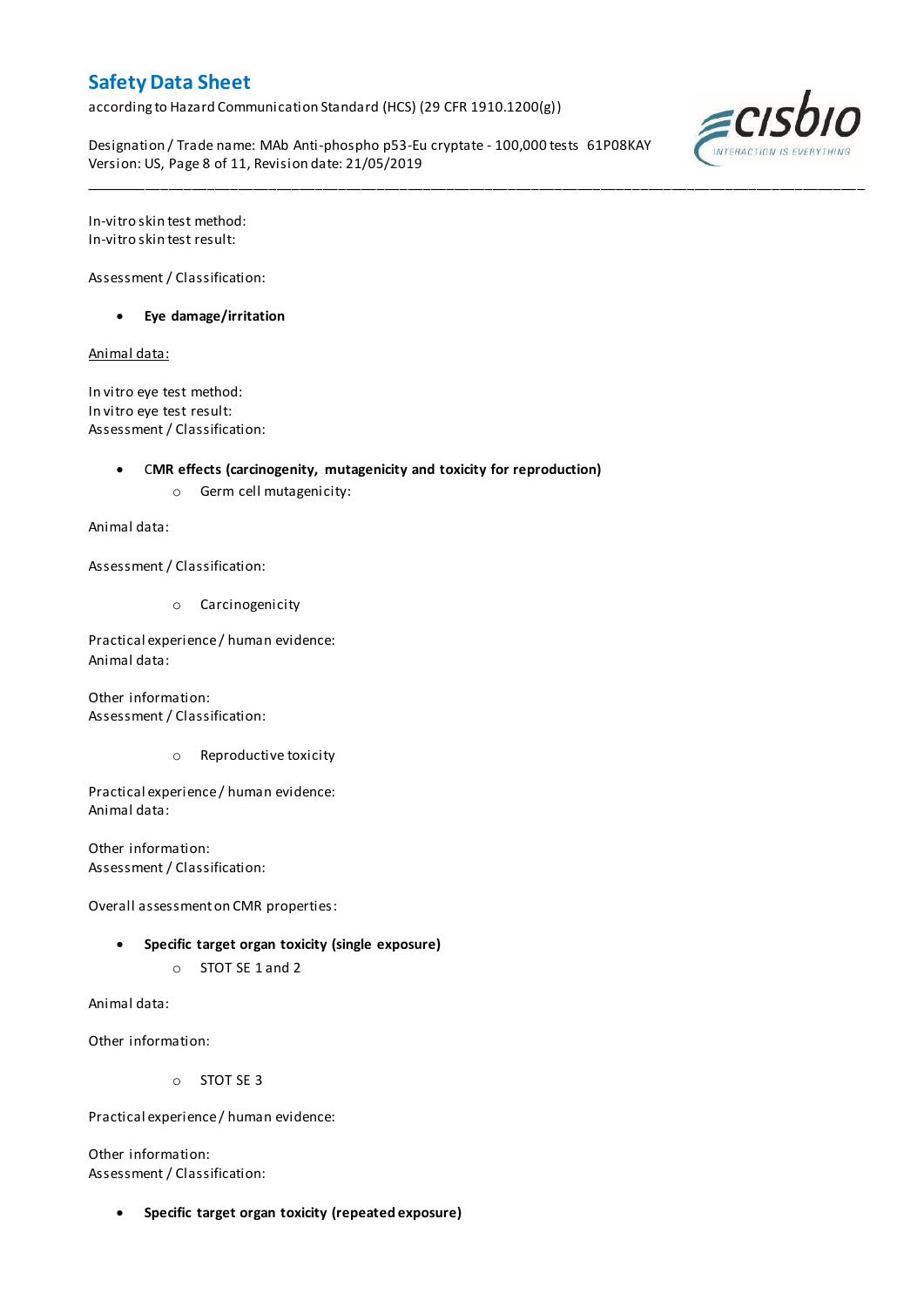In-vitro skin test method:
In-vitro skin test result:

Assessment / Classification:

- **Eye damage/irritation**

Animal data:

In vitro eye test method:
In vitro eye test result:
Assessment / Classification:

- **CMR effects (carcinogenity, mutagenicity and toxicity for reproduction)**
    - Germ cell mutagenicity:

Animal data:

Assessment / Classification:

- Carcinogenicity

Practical experience / human evidence:
Animal data:

Other information:
Assessment / Classification:

- Reproductive toxicity

Practical experience / human evidence:
Animal data:

Other information:
Assessment / Classification:

Overall assessment on CMR properties:

- **Specific target organ toxicity (single exposure)**
    - STOT SE 1 and 2

Animal data:

Other information:

- STOT SE 3

Practical experience / human evidence:

Other information:
Assessment / Classification:

- **Specific target organ toxicity (repeated exposure)**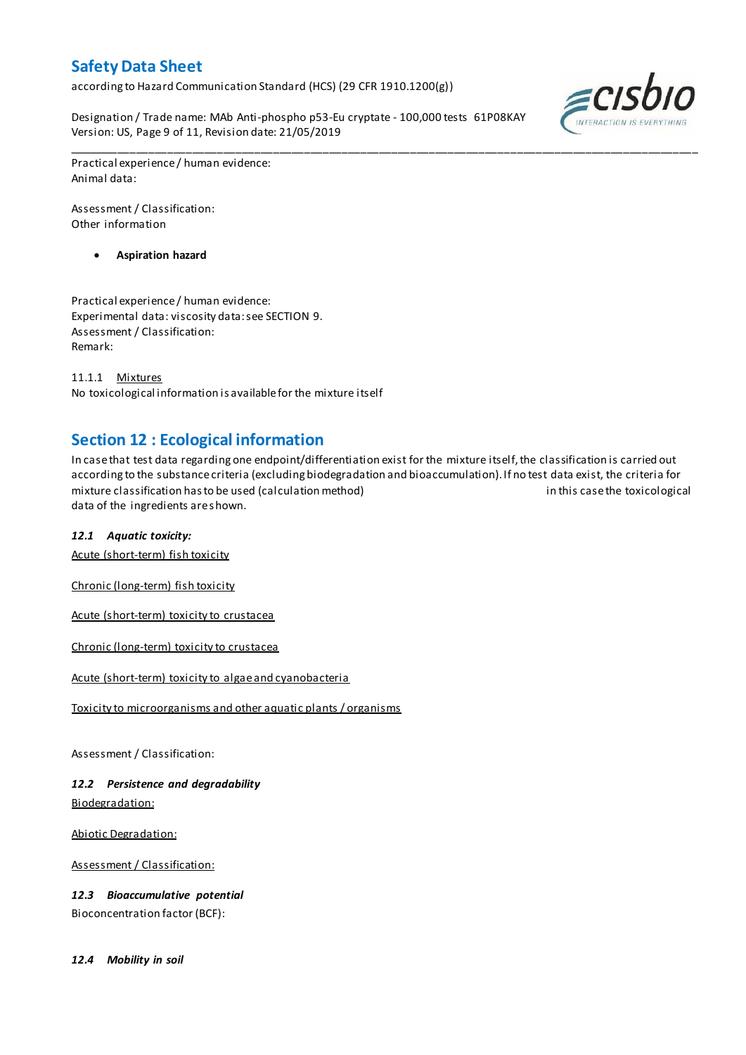Practical experience / human evidence:
Animal data:

Assessment / Classification:
Other information

- **Aspiration hazard**

Practical experience / human evidence:
Experimental data: viscosity data: see SECTION 9.
Assessment / Classification:
Remark:

11.1.1 Mixtures
No toxicological information is available for the mixture itself

## Section 12 : Ecological information

In case that test data regarding one endpoint/differentiation exist for the mixture itself, the classification is carried out according to the substance criteria (excluding biodegradation and bioaccumulation). If no test data exist, the criteria for mixture classification has to be used (calculation method) in this case the toxicological data of the ingredients are shown.

***12.1 Aquatic toxicity:***

Acute (short-term) fish toxicity

Chronic (long-term) fish toxicity

Acute (short-term) toxicity to crustacea

Chronic (long-term) toxicity to crustacea

Acute (short-term) toxicity to algae and cyanobacteria

Toxicity to microorganisms and other aquatic plants / organisms

Assessment / Classification:

***12.2 Persistence and degradability***

Biodegradation:

Abiotic Degradation:

Assessment / Classification:

***12.3 Bioaccumulative potential***

Bioconcentration factor (BCF):

***12.4 Mobility in soil***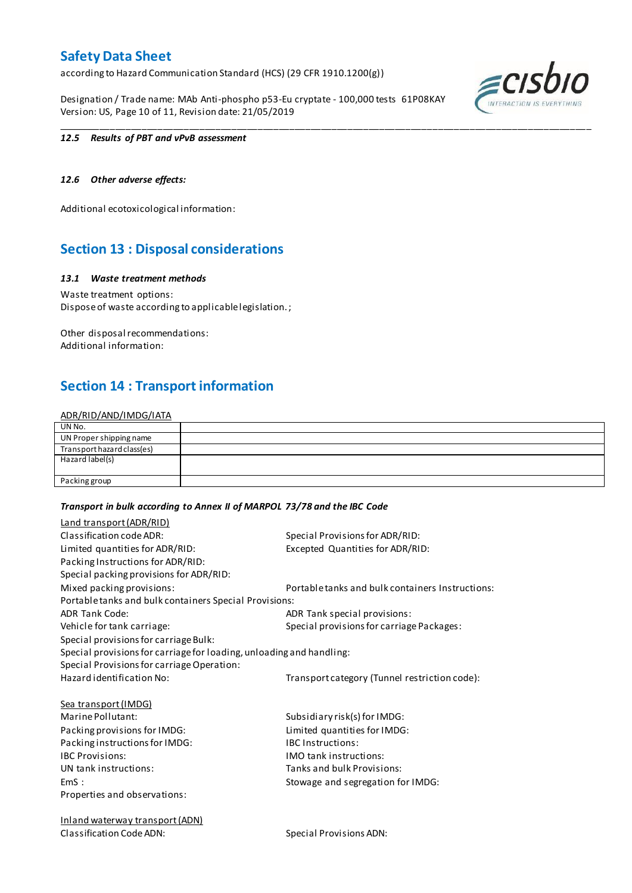#### 12.5 Results of PBT and vPvB assessment

#### 12.6 Other adverse effects:

Additional ecotoxicological information:

## Section 13 : Disposal considerations

#### 13.1 Waste treatment methods

Waste treatment options:
Dispose of waste according to applicable legislation. ;

Other disposal recommendations:
Additional information:

## Section 14 : Transport information

ADR/RID/AND/IMDG/IATA

| UN No. | |
|---|---|
| UN Proper shipping name | |
| Transport hazard class(es) | |
| Hazard label(s) | |
| Packing group | |

***Transport in bulk according to Annex II of MARPOL 73/78 and the IBC Code***

Land transport (ADR/RID)

Classification code ADR:
Special Provisions for ADR/RID:
Limited quantities for ADR/RID:
Excepted Quantities for ADR/RID:
Packing Instructions for ADR/RID:
Special packing provisions for ADR/RID:
Mixed packing provisions:
Portable tanks and bulk containers Instructions:
Portable tanks and bulk containers Special Provisions:
ADR Tank Code:
ADR Tank special provisions:
Vehicle for tank carriage:
Special provisions for carriage Packages:
Special provisions for carriage Bulk:
Special provisions for carriage for loading, unloading and handling:
Special Provisions for carriage Operation:
Hazard identification No:
Transport category (Tunnel restriction code):

Sea transport (IMDG)

Marine Pollutant:
Subsidiary risk(s) for IMDG:
Packing provisions for IMDG:
Limited quantities for IMDG:
Packing instructions for IMDG:
IBC Instructions:
IBC Provisions:
IMO tank instructions:
UN tank instructions:
Tanks and bulk Provisions:
EmS :
Stowage and segregation for IMDG:
Properties and observations:

Inland waterway transport (ADN)

Classification Code ADN:
Special Provisions ADN: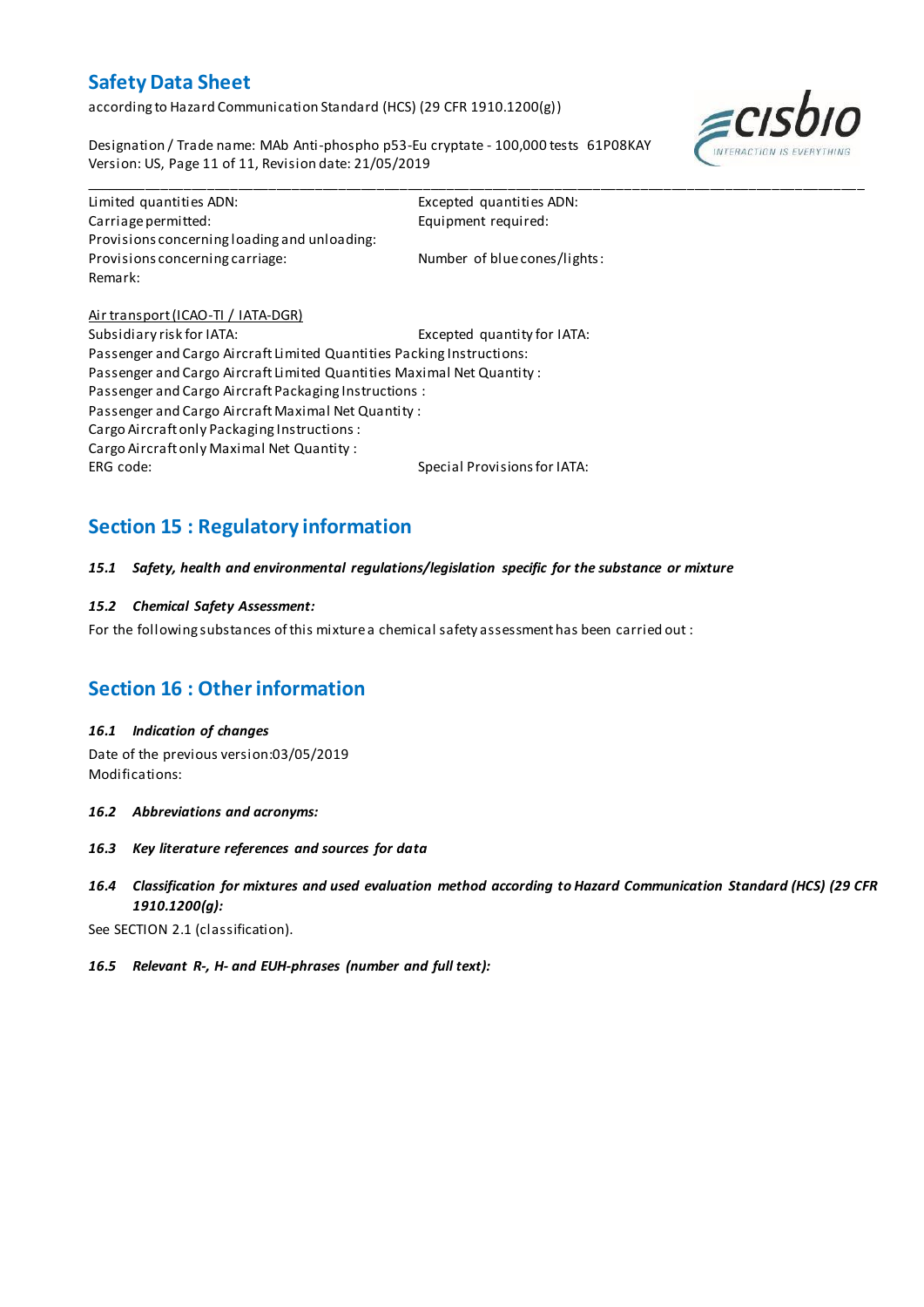| | |
|---|---|
| Limited quantities ADN: | Excepted quantities ADN: |
| Carriage permitted: | Equipment required: |
| Provisions concerning loading and unloading: | |
| Provisions concerning carriage: | Number of blue cones/lights: |
| Remark: | |

Air transport (ICAO-TI / IATA-DGR)

| | |
|---|---|
| Subsidiary risk for IATA: | Excepted quantity for IATA: |
| Passenger and Cargo Aircraft Limited Quantities Packing Instructions: | |
| Passenger and Cargo Aircraft Limited Quantities Maximal Net Quantity : | |
| Passenger and Cargo Aircraft Packaging Instructions : | |
| Passenger and Cargo Aircraft Maximal Net Quantity : | |
| Cargo Aircraft only Packaging Instructions : | |
| Cargo Aircraft only Maximal Net Quantity : | |
| ERG code: | Special Provisions for IATA: |

## Section 15 : Regulatory information

### *15.1 Safety, health and environmental regulations/legislation specific for the substance or mixture*

### *15.2 Chemical Safety Assessment:*

For the following substances of this mixture a chemical safety assessment has been carried out :

## Section 16 : Other information

### *16.1 Indication of changes*

Date of the previous version:03/05/2019
Modifications:

### *16.2 Abbreviations and acronyms:*

### *16.3 Key literature references and sources for data*

### *16.4 Classification for mixtures and used evaluation method according to Hazard Communication Standard (HCS) (29 CFR 1910.1200(g):*

See SECTION 2.1 (classification).

### *16.5 Relevant R-, H- and EUH-phrases (number and full text):*